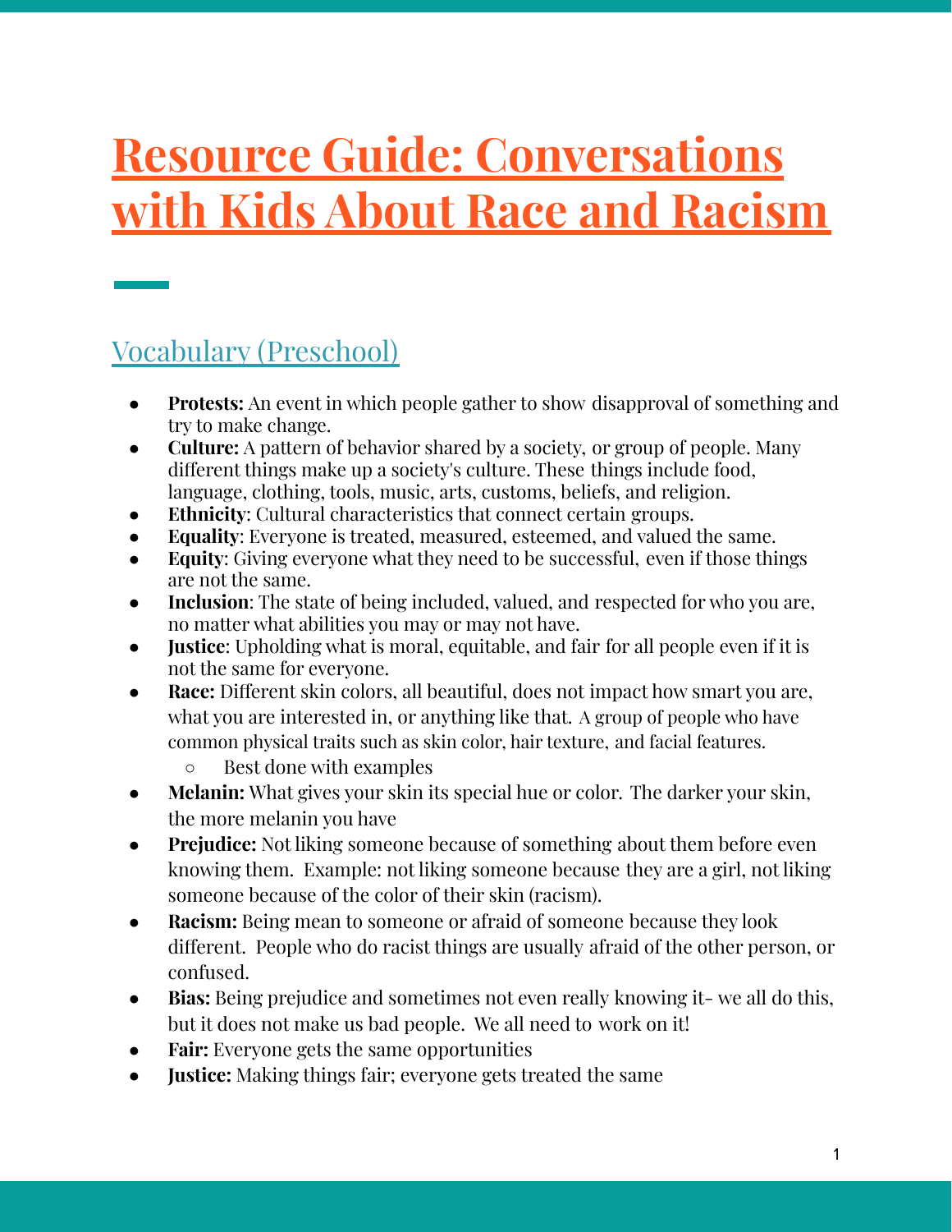# Resource Guide: Conversations with Kids About Race and Racism

## Vocabulary (Preschool)

- **Protests:** An event in which people gather to show disapproval of something and try to make change.
- **Culture:** A pattern of behavior shared by a society, or group of people. Many different things make up a society's culture. These things include food, language, clothing, tools, music, arts, customs, beliefs, and religion.
- **Ethnicity**: Cultural characteristics that connect certain groups.
- **Equality**: Everyone is treated, measured, esteemed, and valued the same.
- **Equity**: Giving everyone what they need to be successful, even if those things are not the same.
- **Inclusion**: The state of being included, valued, and respected for who you are, no matter what abilities you may or may not have.
- **Justice**: Upholding what is moral, equitable, and fair for all people even if it is not the same for everyone.
- **Race:** Different skin colors, all beautiful, does not impact how smart you are, what you are interested in, or anything like that. A group of people who have common physical traits such as skin color, hair texture, and facial features.
  - Best done with examples
- **Melanin:** What gives your skin its special hue or color. The darker your skin, the more melanin you have
- **Prejudice:** Not liking someone because of something about them before even knowing them. Example: not liking someone because they are a girl, not liking someone because of the color of their skin (racism).
- **Racism:** Being mean to someone or afraid of someone because they look different. People who do racist things are usually afraid of the other person, or confused.
- **Bias:** Being prejudice and sometimes not even really knowing it- we all do this, but it does not make us bad people. We all need to work on it!
- **Fair:** Everyone gets the same opportunities
- **Justice:** Making things fair; everyone gets treated the same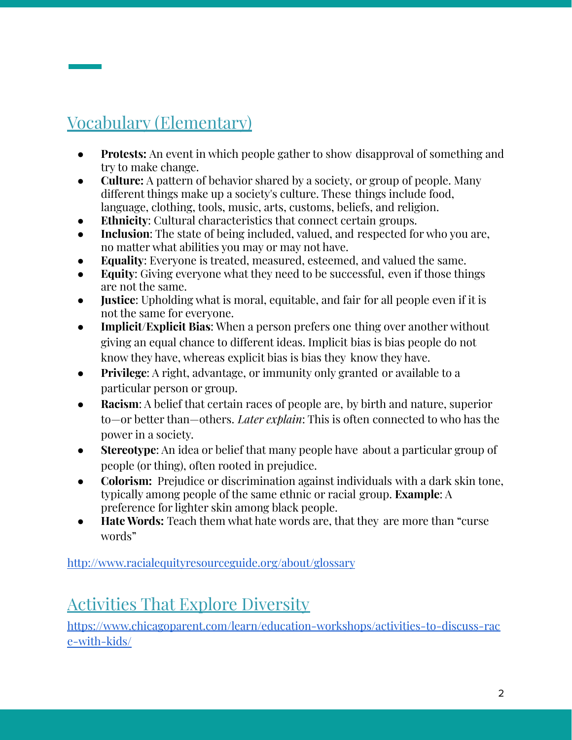## Vocabulary (Elementary)

- **Protests:** An event in which people gather to show disapproval of something and try to make change.
- **Culture:** A pattern of behavior shared by a society, or group of people. Many different things make up a society's culture. These things include food, language, clothing, tools, music, arts, customs, beliefs, and religion.
- **Ethnicity**: Cultural characteristics that connect certain groups.
- **Inclusion**: The state of being included, valued, and respected for who you are, no matter what abilities you may or may not have.
- **Equality**: Everyone is treated, measured, esteemed, and valued the same.
- **Equity**: Giving everyone what they need to be successful, even if those things are not the same.
- **Justice**: Upholding what is moral, equitable, and fair for all people even if it is not the same for everyone.
- **Implicit/Explicit Bias**: When a person prefers one thing over another without giving an equal chance to different ideas. Implicit bias is bias people do not know they have, whereas explicit bias is bias they know they have.
- **Privilege**: A right, advantage, or immunity only granted or available to a particular person or group.
- **Racism**: A belief that certain races of people are, by birth and nature, superior to—or better than—others. *Later explain*: This is often connected to who has the power in a society.
- **Stereotype**: An idea or belief that many people have about a particular group of people (or thing), often rooted in prejudice.
- **Colorism:** Prejudice or discrimination against individuals with a dark skin tone, typically among people of the same ethnic or racial group. **Example**: A preference for lighter skin among black people.
- **Hate Words:** Teach them what hate words are, that they are more than "curse words"

http://www.racialequityresourceguide.org/about/glossary

## Activities That Explore Diversity

https://www.chicagoparent.com/learn/education-workshops/activities-to-discuss-race-with-kids/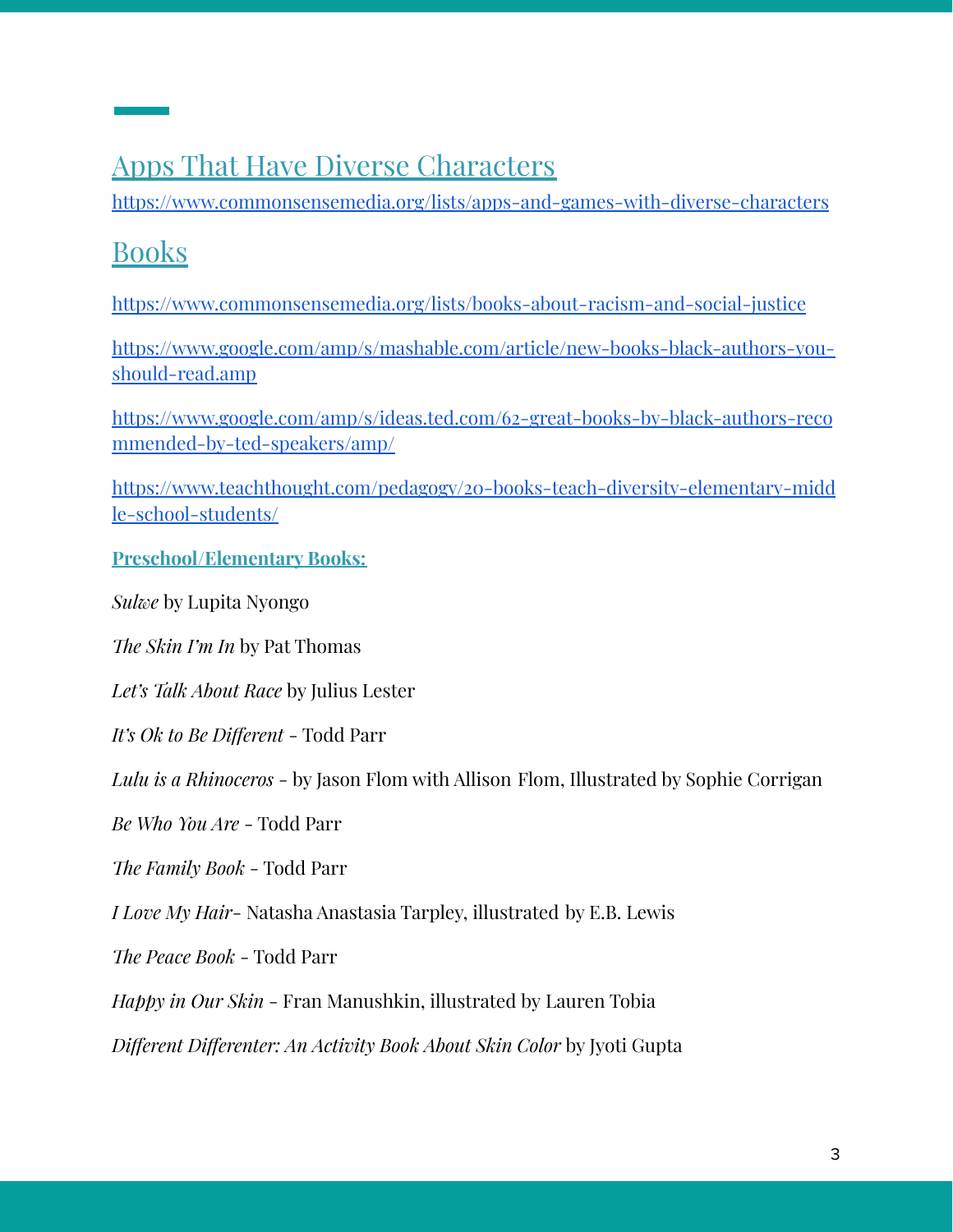## Apps That Have Diverse Characters

https://www.commonsensemedia.org/lists/apps-and-games-with-diverse-characters

## Books

https://www.commonsensemedia.org/lists/books-about-racism-and-social-justice

https://www.google.com/amp/s/mashable.com/article/new-books-black-authors-you-should-read.amp

https://www.google.com/amp/s/ideas.ted.com/62-great-books-by-black-authors-recommended-by-ted-speakers/amp/

https://www.teachthought.com/pedagogy/20-books-teach-diversity-elementary-middle-school-students/

**Preschool/Elementary Books:**

*Sulwe* by Lupita Nyongo

*The Skin I'm In* by Pat Thomas

*Let's Talk About Race* by Julius Lester

*It's Ok to Be Different* - Todd Parr

*Lulu is a Rhinoceros* - by Jason Flom with Allison Flom, Illustrated by Sophie Corrigan

*Be Who You Are* - Todd Parr

*The Family Book* - Todd Parr

*I Love My Hair*- Natasha Anastasia Tarpley, illustrated by E.B. Lewis

*The Peace Book* - Todd Parr

*Happy in Our Skin* - Fran Manushkin, illustrated by Lauren Tobia

*Different Differenter: An Activity Book About Skin Color* by Jyoti Gupta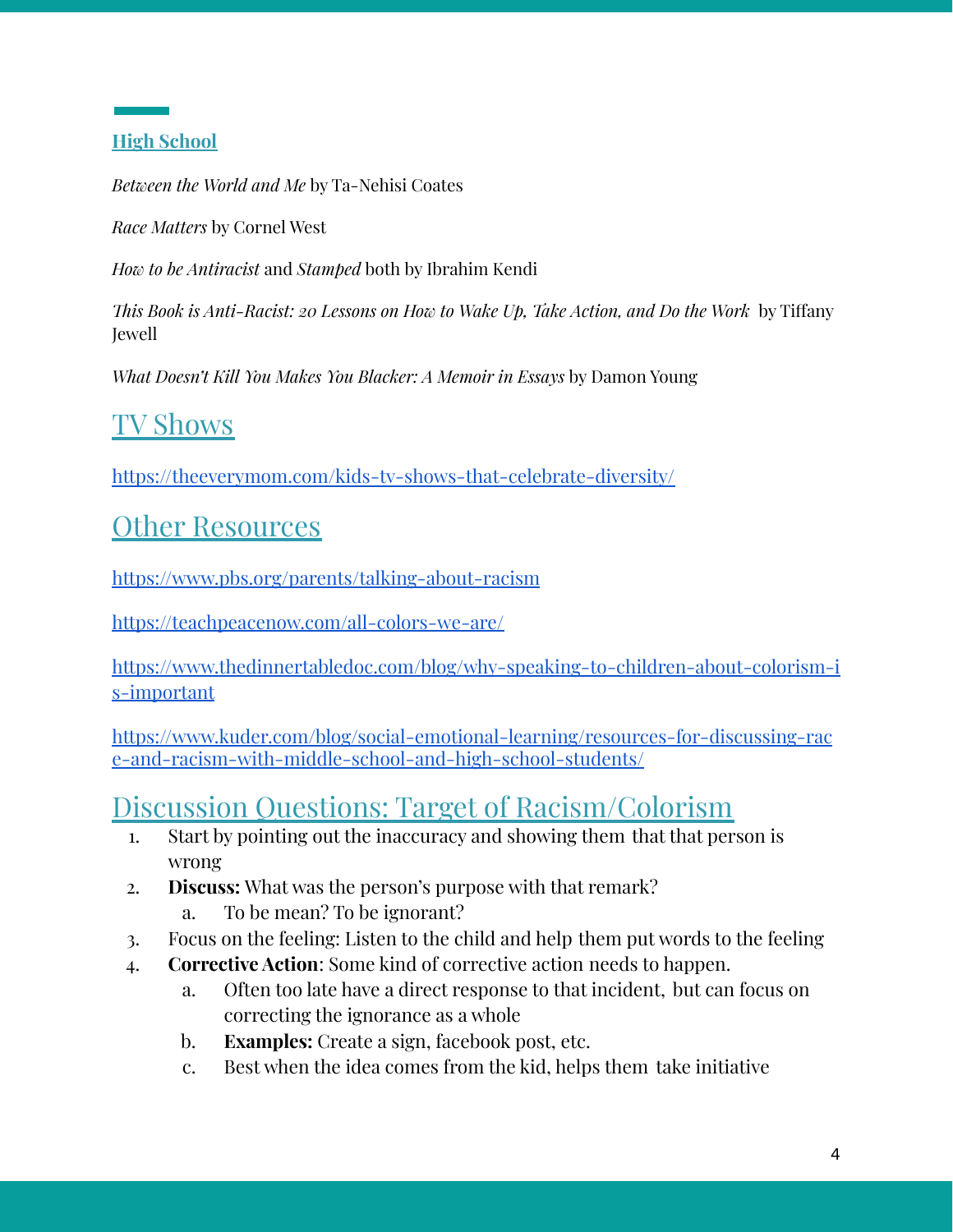### High School

*Between the World and Me* by Ta-Nehisi Coates

*Race Matters* by Cornel West

*How to be Antiracist* and *Stamped* both by Ibrahim Kendi

*This Book is Anti-Racist: 20 Lessons on How to Wake Up, Take Action, and Do the Work* by Tiffany Jewell

*What Doesn't Kill You Makes You Blacker: A Memoir in Essays* by Damon Young

## TV Shows

https://theeverymom.com/kids-tv-shows-that-celebrate-diversity/

## Other Resources

https://www.pbs.org/parents/talking-about-racism

https://teachpeacenow.com/all-colors-we-are/

https://www.thedinnertabledoc.com/blog/why-speaking-to-children-about-colorism-is-important

https://www.kuder.com/blog/social-emotional-learning/resources-for-discussing-race-and-racism-with-middle-school-and-high-school-students/

## Discussion Questions: Target of Racism/Colorism

1. Start by pointing out the inaccuracy and showing them that that person is wrong
2. **Discuss:** What was the person's purpose with that remark?
   a. To be mean? To be ignorant?
3. Focus on the feeling: Listen to the child and help them put words to the feeling
4. **Corrective Action**: Some kind of corrective action needs to happen.
   a. Often too late have a direct response to that incident, but can focus on correcting the ignorance as a whole
   b. **Examples:** Create a sign, facebook post, etc.
   c. Best when the idea comes from the kid, helps them take initiative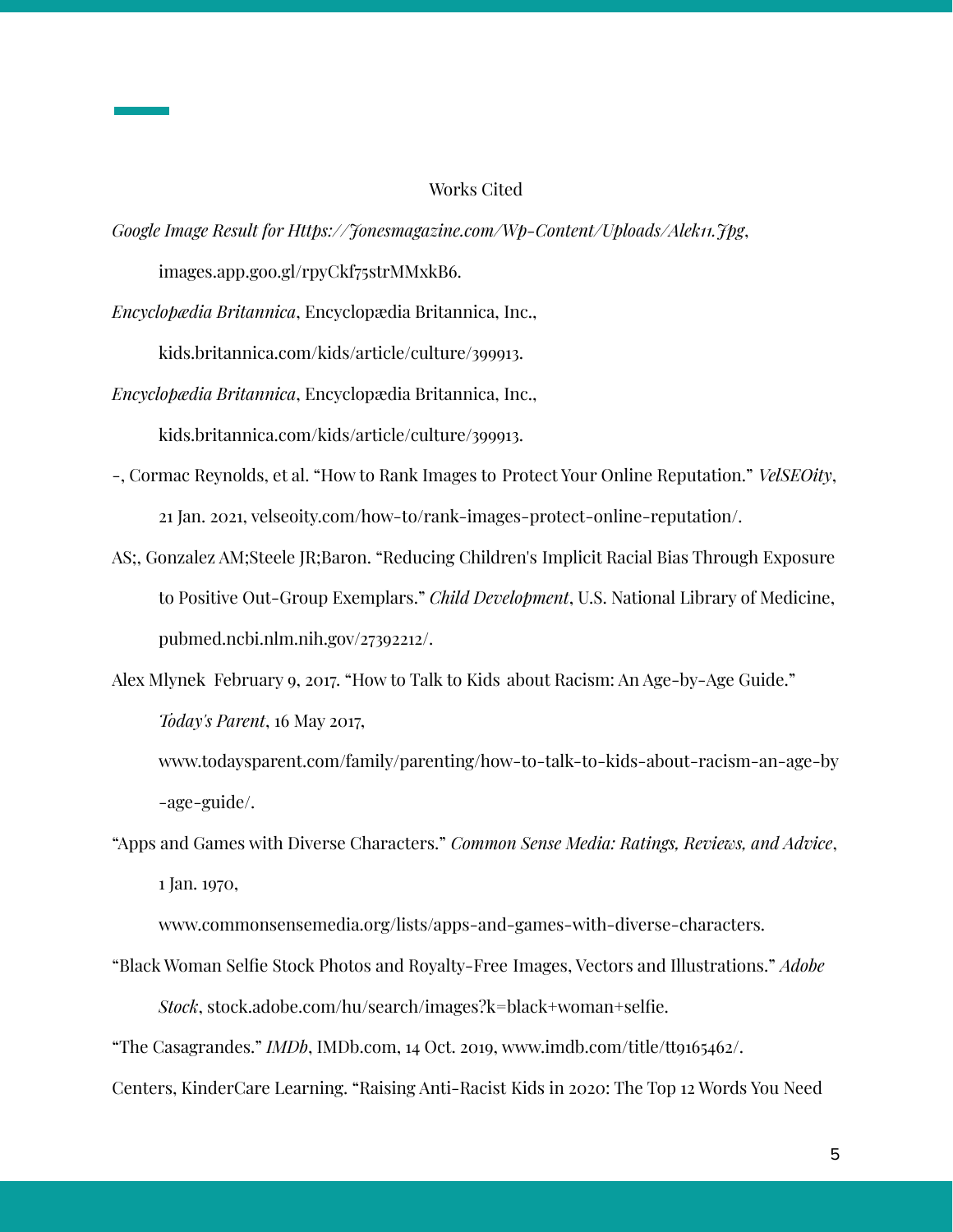Works Cited

*Google Image Result for Https://Jonesmagazine.com/Wp-Content/Uploads/Alek11.Jpg*, images.app.goo.gl/rpyCkf75strMMxkB6.

*Encyclopædia Britannica*, Encyclopædia Britannica, Inc., kids.britannica.com/kids/article/culture/399913.

*Encyclopædia Britannica*, Encyclopædia Britannica, Inc., kids.britannica.com/kids/article/culture/399913.

-, Cormac Reynolds, et al. "How to Rank Images to Protect Your Online Reputation." *VelSEOity*, 21 Jan. 2021, velseoity.com/how-to/rank-images-protect-online-reputation/.

AS;, Gonzalez AM;Steele JR;Baron. "Reducing Children's Implicit Racial Bias Through Exposure to Positive Out-Group Exemplars." *Child Development*, U.S. National Library of Medicine, pubmed.ncbi.nlm.nih.gov/27392212/.

Alex Mlynek February 9, 2017. "How to Talk to Kids about Racism: An Age-by-Age Guide." *Today's Parent*, 16 May 2017, www.todaysparent.com/family/parenting/how-to-talk-to-kids-about-racism-an-age-by-age-guide/.

"Apps and Games with Diverse Characters." *Common Sense Media: Ratings, Reviews, and Advice*, 1 Jan. 1970, www.commonsensemedia.org/lists/apps-and-games-with-diverse-characters.

"Black Woman Selfie Stock Photos and Royalty-Free Images, Vectors and Illustrations." *Adobe Stock*, stock.adobe.com/hu/search/images?k=black+woman+selfie.

"The Casagrandes." *IMDb*, IMDb.com, 14 Oct. 2019, www.imdb.com/title/tt9165462/.

Centers, KinderCare Learning. "Raising Anti-Racist Kids in 2020: The Top 12 Words You Need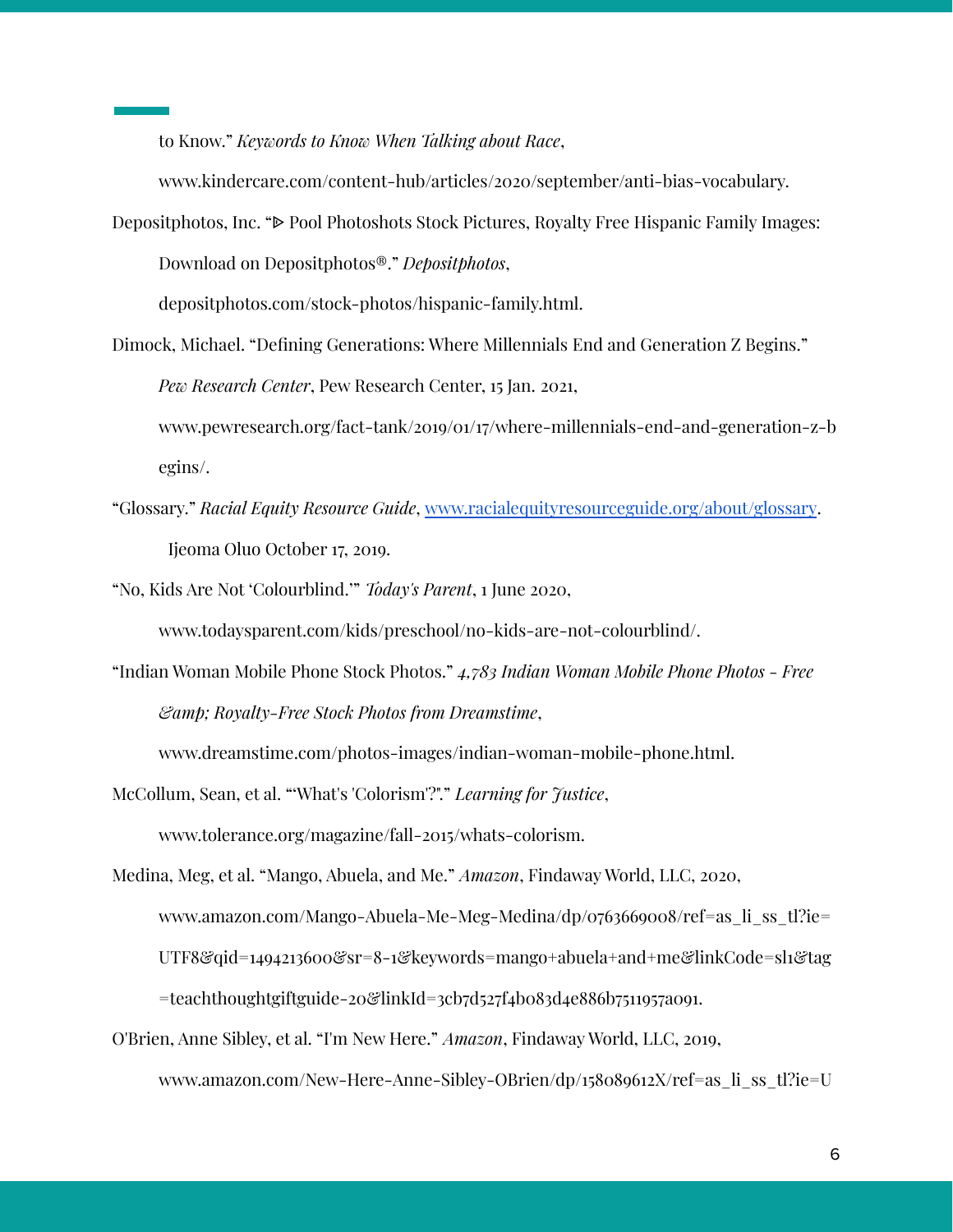to Know." *Keywords to Know When Talking about Race*, www.kindercare.com/content-hub/articles/2020/september/anti-bias-vocabulary.

Depositphotos, Inc. "▷ Pool Photoshots Stock Pictures, Royalty Free Hispanic Family Images: Download on Depositphotos®." *Depositphotos*, depositphotos.com/stock-photos/hispanic-family.html.

Dimock, Michael. "Defining Generations: Where Millennials End and Generation Z Begins." *Pew Research Center*, Pew Research Center, 15 Jan. 2021, www.pewresearch.org/fact-tank/2019/01/17/where-millennials-end-and-generation-z-begins/.

"Glossary." *Racial Equity Resource Guide*, [www.racialequityresourceguide.org/about/glossary](http://www.racialequityresourceguide.org/about/glossary).

Ijeoma Oluo October 17, 2019.

"No, Kids Are Not 'Colourblind.'" *Today's Parent*, 1 June 2020, www.todaysparent.com/kids/preschool/no-kids-are-not-colourblind/.

"Indian Woman Mobile Phone Stock Photos." *4,783 Indian Woman Mobile Phone Photos - Free &amp; Royalty-Free Stock Photos from Dreamstime*, www.dreamstime.com/photos-images/indian-woman-mobile-phone.html.

McCollum, Sean, et al. "'What's 'Colorism'?'." *Learning for Justice*, www.tolerance.org/magazine/fall-2015/whats-colorism.

Medina, Meg, et al. "Mango, Abuela, and Me." *Amazon*, Findaway World, LLC, 2020, www.amazon.com/Mango-Abuela-Me-Meg-Medina/dp/0763669008/ref=as_li_ss_tl?ie=UTF8&qid=1494213600&sr=8-1&keywords=mango+abuela+and+me&linkCode=sl1&tag=teachthoughtgiftguide-20&linkId=3cb7d527f4b083d4e886b7511957a091.

O'Brien, Anne Sibley, et al. "I'm New Here." *Amazon*, Findaway World, LLC, 2019, www.amazon.com/New-Here-Anne-Sibley-OBrien/dp/158089612X/ref=as_li_ss_tl?ie=U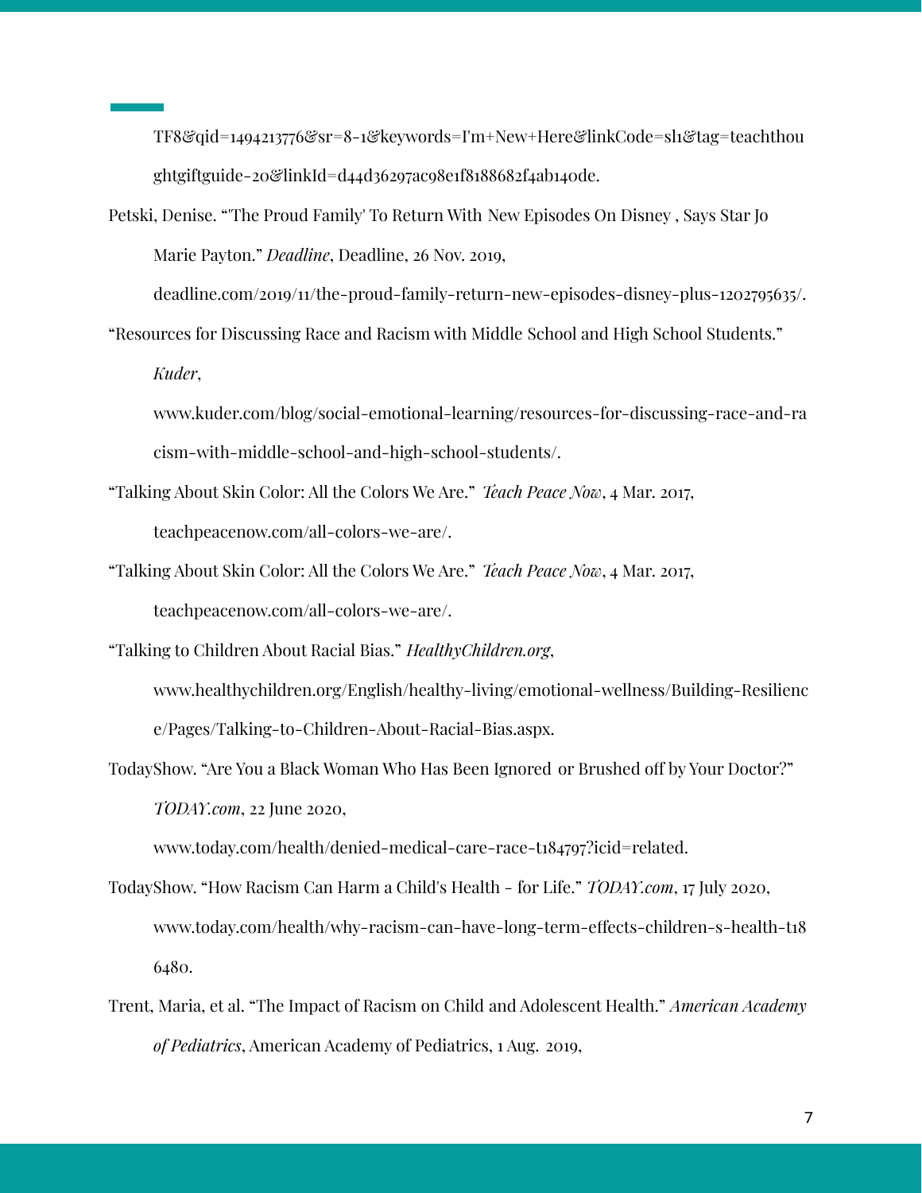TF8&qid=1494213776&sr=8-1&keywords=I'm+New+Here&linkCode=sl1&tag=teachthoughtgiftguide-20&linkId=d44d36297ac98e1f8188682f4ab140de.

Petski, Denise. "'The Proud Family' To Return With New Episodes On Disney , Says Star Jo Marie Payton." *Deadline*, Deadline, 26 Nov. 2019, deadline.com/2019/11/the-proud-family-return-new-episodes-disney-plus-1202795635/.

"Resources for Discussing Race and Racism with Middle School and High School Students." *Kuder*, www.kuder.com/blog/social-emotional-learning/resources-for-discussing-race-and-racism-with-middle-school-and-high-school-students/.

"Talking About Skin Color: All the Colors We Are." *Teach Peace Now*, 4 Mar. 2017, teachpeacenow.com/all-colors-we-are/.

"Talking About Skin Color: All the Colors We Are." *Teach Peace Now*, 4 Mar. 2017, teachpeacenow.com/all-colors-we-are/.

"Talking to Children About Racial Bias." *HealthyChildren.org*, www.healthychildren.org/English/healthy-living/emotional-wellness/Building-Resilience/Pages/Talking-to-Children-About-Racial-Bias.aspx.

TodayShow. "Are You a Black Woman Who Has Been Ignored or Brushed off by Your Doctor?" *TODAY.com*, 22 June 2020, www.today.com/health/denied-medical-care-race-t184797?icid=related.

TodayShow. "How Racism Can Harm a Child's Health - for Life." *TODAY.com*, 17 July 2020, www.today.com/health/why-racism-can-have-long-term-effects-children-s-health-t186480.

Trent, Maria, et al. "The Impact of Racism on Child and Adolescent Health." *American Academy of Pediatrics*, American Academy of Pediatrics, 1 Aug. 2019,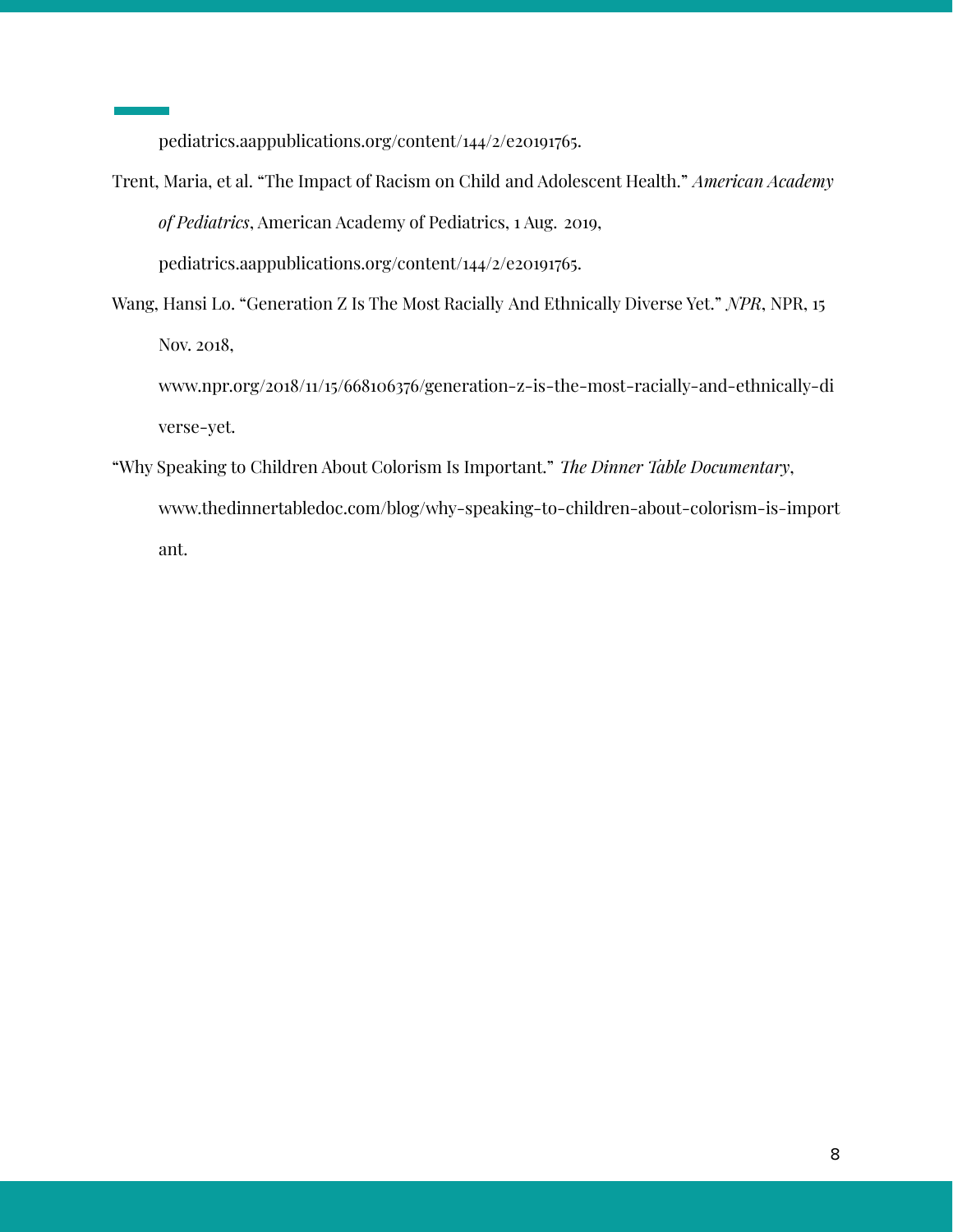pediatrics.aappublications.org/content/144/2/e20191765.

Trent, Maria, et al. "The Impact of Racism on Child and Adolescent Health." *American Academy of Pediatrics*, American Academy of Pediatrics, 1 Aug. 2019, pediatrics.aappublications.org/content/144/2/e20191765.

Wang, Hansi Lo. "Generation Z Is The Most Racially And Ethnically Diverse Yet." *NPR*, NPR, 15 Nov. 2018, www.npr.org/2018/11/15/668106376/generation-z-is-the-most-racially-and-ethnically-diverse-yet.

"Why Speaking to Children About Colorism Is Important." *The Dinner Table Documentary*, www.thedinnertabledoc.com/blog/why-speaking-to-children-about-colorism-is-important.